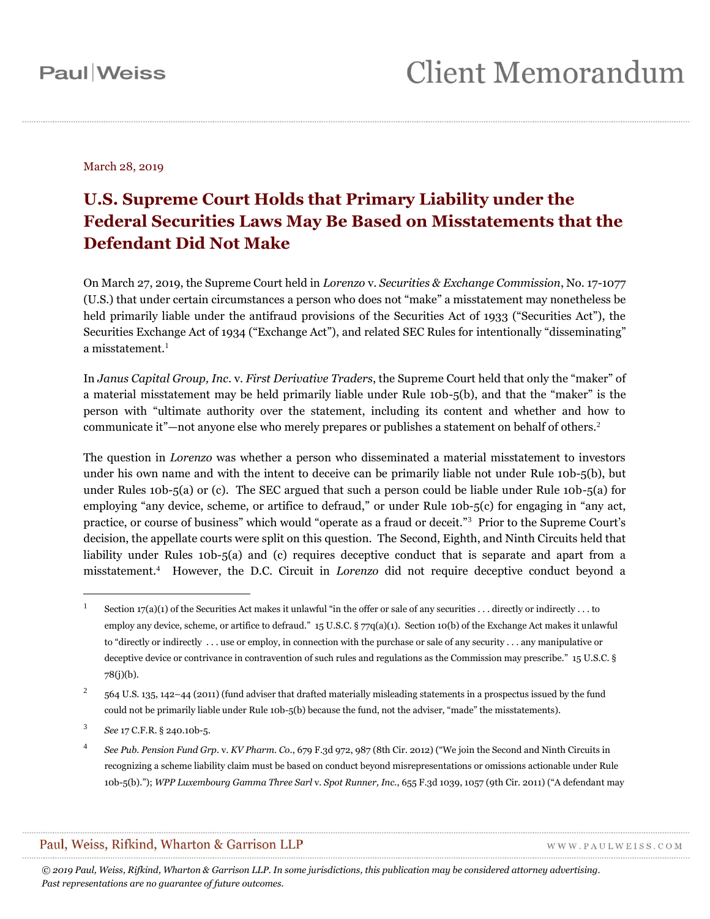March 28, 2019

# U.S. Supreme Court Holds that Primary Liability under the Federal Securities Laws May Be Based on Misstatements that the Defendant Did Not Make

On March 27, 2019, the Supreme Court held in *Lorenzo* v. *Securities & Exchange Commission*, No. 17-1077 (U.S.) that under certain circumstances a person who does not "make" a misstatement may nonetheless be held primarily liable under the antifraud provisions of the Securities Act of 1933 ("Securities Act"), the Securities Exchange Act of 1934 ("Exchange Act"), and related SEC Rules for intentionally "disseminating" a misstatement.[1]

In *Janus Capital Group, Inc.* v. *First Derivative Traders*, the Supreme Court held that only the "maker" of a material misstatement may be held primarily liable under Rule 10b-5(b), and that the "maker" is the person with "ultimate authority over the statement, including its content and whether and how to communicate it"—not anyone else who merely prepares or publishes a statement on behalf of others.[2]

The question in *Lorenzo* was whether a person who disseminated a material misstatement to investors under his own name and with the intent to deceive can be primarily liable not under Rule 10b-5(b), but under Rules 10b-5(a) or (c). The SEC argued that such a person could be liable under Rule 10b-5(a) for employing "any device, scheme, or artifice to defraud," or under Rule 10b-5(c) for engaging in "any act, practice, or course of business" which would "operate as a fraud or deceit."[3] Prior to the Supreme Court's decision, the appellate courts were split on this question. The Second, Eighth, and Ninth Circuits held that liability under Rules 10b-5(a) and (c) requires deceptive conduct that is separate and apart from a misstatement.[4] However, the D.C. Circuit in *Lorenzo* did not require deceptive conduct beyond a

---

[1] Section 17(a)(1) of the Securities Act makes it unlawful "in the offer or sale of any securities . . . directly or indirectly . . . to employ any device, scheme, or artifice to defraud." 15 U.S.C. § 77q(a)(1). Section 10(b) of the Exchange Act makes it unlawful to "directly or indirectly . . . use or employ, in connection with the purchase or sale of any security . . . any manipulative or deceptive device or contrivance in contravention of such rules and regulations as the Commission may prescribe." 15 U.S.C. § 78(j)(b).

[2] 564 U.S. 135, 142–44 (2011) (fund adviser that drafted materially misleading statements in a prospectus issued by the fund could not be primarily liable under Rule 10b-5(b) because the fund, not the adviser, "made" the misstatements).

[3] *See* 17 C.F.R. § 240.10b-5.

[4] *See Pub. Pension Fund Grp.* v. *KV Pharm. Co.*, 679 F.3d 972, 987 (8th Cir. 2012) ("We join the Second and Ninth Circuits in recognizing a scheme liability claim must be based on conduct beyond misrepresentations or omissions actionable under Rule 10b-5(b)."); *WPP Luxembourg Gamma Three Sarl* v. *Spot Runner, Inc.*, 655 F.3d 1039, 1057 (9th Cir. 2011) ("A defendant may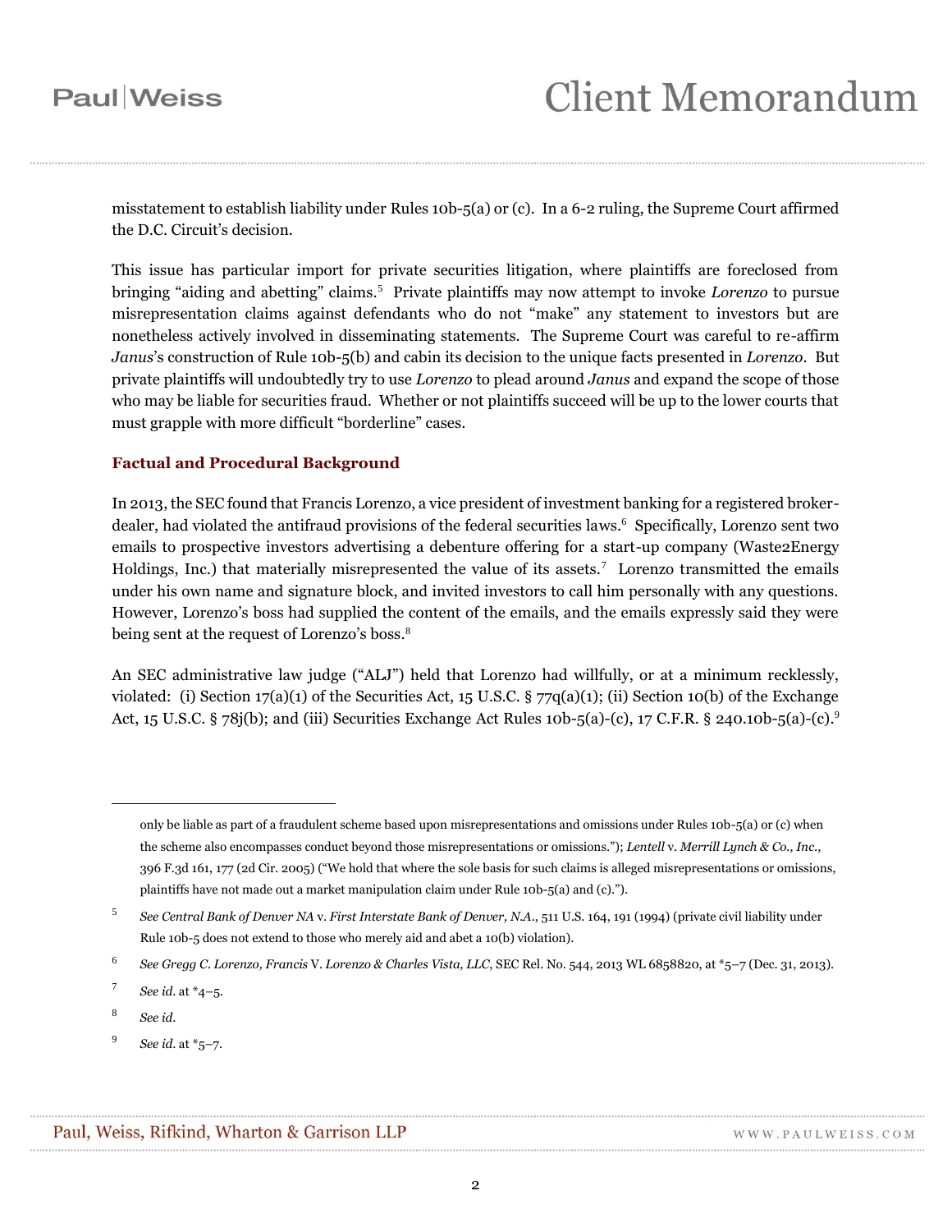misstatement to establish liability under Rules 10b-5(a) or (c). In a 6-2 ruling, the Supreme Court affirmed the D.C. Circuit's decision.

This issue has particular import for private securities litigation, where plaintiffs are foreclosed from bringing "aiding and abetting" claims.[5] Private plaintiffs may now attempt to invoke *Lorenzo* to pursue misrepresentation claims against defendants who do not "make" any statement to investors but are nonetheless actively involved in disseminating statements. The Supreme Court was careful to re-affirm *Janus*'s construction of Rule 10b-5(b) and cabin its decision to the unique facts presented in *Lorenzo*. But private plaintiffs will undoubtedly try to use *Lorenzo* to plead around *Janus* and expand the scope of those who may be liable for securities fraud. Whether or not plaintiffs succeed will be up to the lower courts that must grapple with more difficult "borderline" cases.

## Factual and Procedural Background

In 2013, the SEC found that Francis Lorenzo, a vice president of investment banking for a registered broker-dealer, had violated the antifraud provisions of the federal securities laws.[6] Specifically, Lorenzo sent two emails to prospective investors advertising a debenture offering for a start-up company (Waste2Energy Holdings, Inc.) that materially misrepresented the value of its assets.[7] Lorenzo transmitted the emails under his own name and signature block, and invited investors to call him personally with any questions. However, Lorenzo's boss had supplied the content of the emails, and the emails expressly said they were being sent at the request of Lorenzo's boss.[8]

An SEC administrative law judge ("ALJ") held that Lorenzo had willfully, or at a minimum recklessly, violated: (i) Section 17(a)(1) of the Securities Act, 15 U.S.C. § 77q(a)(1); (ii) Section 10(b) of the Exchange Act, 15 U.S.C. § 78j(b); and (iii) Securities Exchange Act Rules 10b-5(a)-(c), 17 C.F.R. § 240.10b-5(a)-(c).[9]

---

only be liable as part of a fraudulent scheme based upon misrepresentations and omissions under Rules 10b-5(a) or (c) when the scheme also encompasses conduct beyond those misrepresentations or omissions."); *Lentell* v. *Merrill Lynch & Co., Inc.*, 396 F.3d 161, 177 (2d Cir. 2005) ("We hold that where the sole basis for such claims is alleged misrepresentations or omissions, plaintiffs have not made out a market manipulation claim under Rule 10b-5(a) and (c).").

[5] *See Central Bank of Denver NA* v. *First Interstate Bank of Denver, N.A.*, 511 U.S. 164, 191 (1994) (private civil liability under Rule 10b-5 does not extend to those who merely aid and abet a 10(b) violation).

[6] *See Gregg C. Lorenzo, Francis* V. *Lorenzo & Charles Vista, LLC*, SEC Rel. No. 544, 2013 WL 6858820, at *5–7 (Dec. 31, 2013).

[7] *See id.* at *4–5.

[8] *See id.*

[9] *See id.* at *5–7.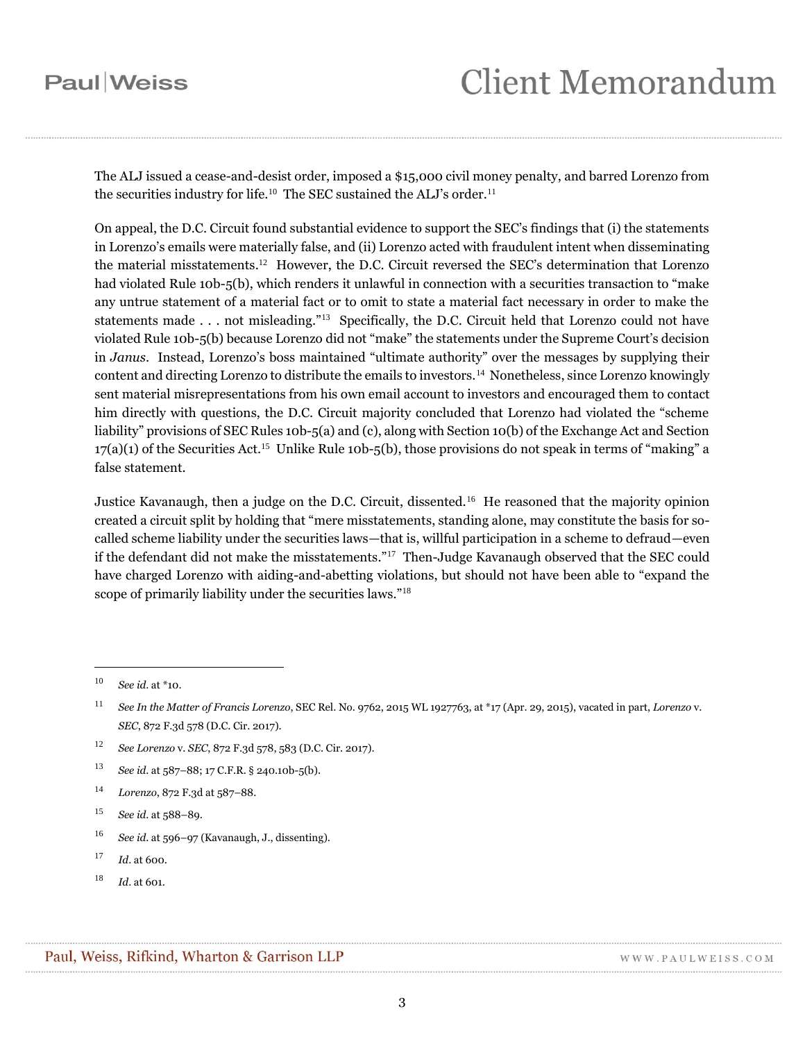The ALJ issued a cease-and-desist order, imposed a $15,000 civil money penalty, and barred Lorenzo from the securities industry for life.[10] The SEC sustained the ALJ's order.[11]

On appeal, the D.C. Circuit found substantial evidence to support the SEC's findings that (i) the statements in Lorenzo's emails were materially false, and (ii) Lorenzo acted with fraudulent intent when disseminating the material misstatements.[12] However, the D.C. Circuit reversed the SEC's determination that Lorenzo had violated Rule 10b-5(b), which renders it unlawful in connection with a securities transaction to "make any untrue statement of a material fact or to omit to state a material fact necessary in order to make the statements made . . . not misleading."[13] Specifically, the D.C. Circuit held that Lorenzo could not have violated Rule 10b-5(b) because Lorenzo did not "make" the statements under the Supreme Court's decision in *Janus*. Instead, Lorenzo's boss maintained "ultimate authority" over the messages by supplying their content and directing Lorenzo to distribute the emails to investors.[14] Nonetheless, since Lorenzo knowingly sent material misrepresentations from his own email account to investors and encouraged them to contact him directly with questions, the D.C. Circuit majority concluded that Lorenzo had violated the "scheme liability" provisions of SEC Rules 10b-5(a) and (c), along with Section 10(b) of the Exchange Act and Section 17(a)(1) of the Securities Act.[15] Unlike Rule 10b-5(b), those provisions do not speak in terms of "making" a false statement.

Justice Kavanaugh, then a judge on the D.C. Circuit, dissented.[16] He reasoned that the majority opinion created a circuit split by holding that "mere misstatements, standing alone, may constitute the basis for so-called scheme liability under the securities laws—that is, willful participation in a scheme to defraud—even if the defendant did not make the misstatements."[17] Then-Judge Kavanaugh observed that the SEC could have charged Lorenzo with aiding-and-abetting violations, but should not have been able to "expand the scope of primarily liability under the securities laws."[18]

---

[10] *See id.* at *10.

[11] *See In the Matter of Francis Lorenzo*, SEC Rel. No. 9762, 2015 WL 1927763, at *17 (Apr. 29, 2015), vacated in part, *Lorenzo* v. *SEC*, 872 F.3d 578 (D.C. Cir. 2017).

[12] *See Lorenzo* v. *SEC*, 872 F.3d 578, 583 (D.C. Cir. 2017).

[13] *See id.* at 587–88; 17 C.F.R. § 240.10b-5(b).

[14] *Lorenzo*, 872 F.3d at 587–88.

[15] *See id.* at 588–89.

[16] *See id.* at 596–97 (Kavanaugh, J., dissenting).

[17] *Id.* at 600.

[18] *Id.* at 601.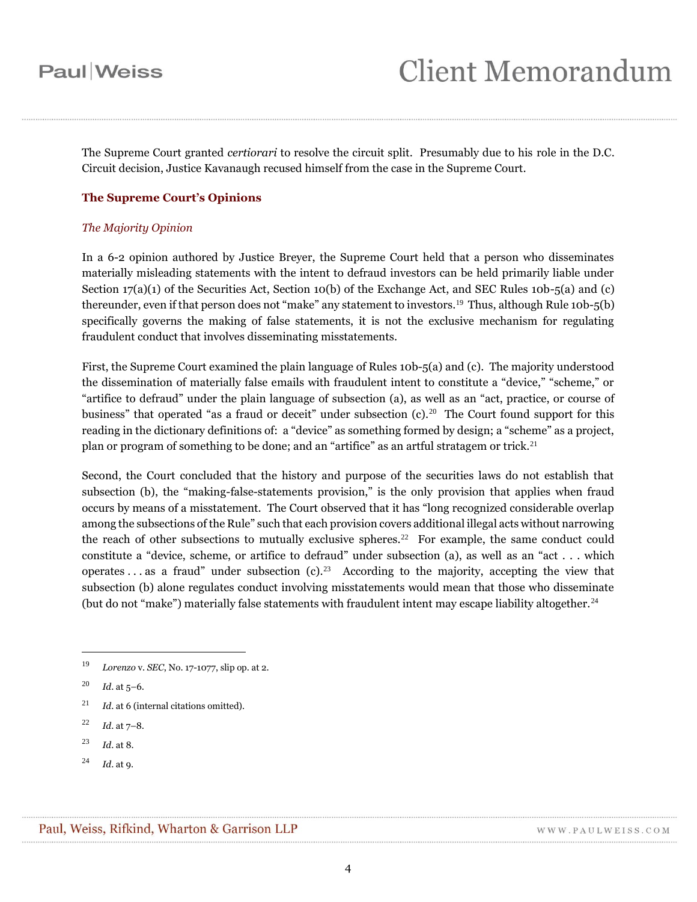The Supreme Court granted *certiorari* to resolve the circuit split. Presumably due to his role in the D.C. Circuit decision, Justice Kavanaugh recused himself from the case in the Supreme Court.

### The Supreme Court's Opinions

#### *The Majority Opinion*

In a 6-2 opinion authored by Justice Breyer, the Supreme Court held that a person who disseminates materially misleading statements with the intent to defraud investors can be held primarily liable under Section 17(a)(1) of the Securities Act, Section 10(b) of the Exchange Act, and SEC Rules 10b-5(a) and (c) thereunder, even if that person does not "make" any statement to investors.[19] Thus, although Rule 10b-5(b) specifically governs the making of false statements, it is not the exclusive mechanism for regulating fraudulent conduct that involves disseminating misstatements.

First, the Supreme Court examined the plain language of Rules 10b-5(a) and (c). The majority understood the dissemination of materially false emails with fraudulent intent to constitute a "device," "scheme," or "artifice to defraud" under the plain language of subsection (a), as well as an "act, practice, or course of business" that operated "as a fraud or deceit" under subsection (c).[20] The Court found support for this reading in the dictionary definitions of: a "device" as something formed by design; a "scheme" as a project, plan or program of something to be done; and an "artifice" as an artful stratagem or trick.[21]

Second, the Court concluded that the history and purpose of the securities laws do not establish that subsection (b), the "making-false-statements provision," is the only provision that applies when fraud occurs by means of a misstatement. The Court observed that it has "long recognized considerable overlap among the subsections of the Rule" such that each provision covers additional illegal acts without narrowing the reach of other subsections to mutually exclusive spheres.[22] For example, the same conduct could constitute a "device, scheme, or artifice to defraud" under subsection (a), as well as an "act . . . which operates . . . as a fraud" under subsection (c).[23] According to the majority, accepting the view that subsection (b) alone regulates conduct involving misstatements would mean that those who disseminate (but do not "make") materially false statements with fraudulent intent may escape liability altogether.[24]

---

[19] *Lorenzo* v. *SEC*, No. 17-1077, slip op. at 2.

[20] *Id*. at 5–6.

[21] *Id*. at 6 (internal citations omitted).

[22] *Id*. at 7–8.

[23] *Id*. at 8.

[24] *Id*. at 9.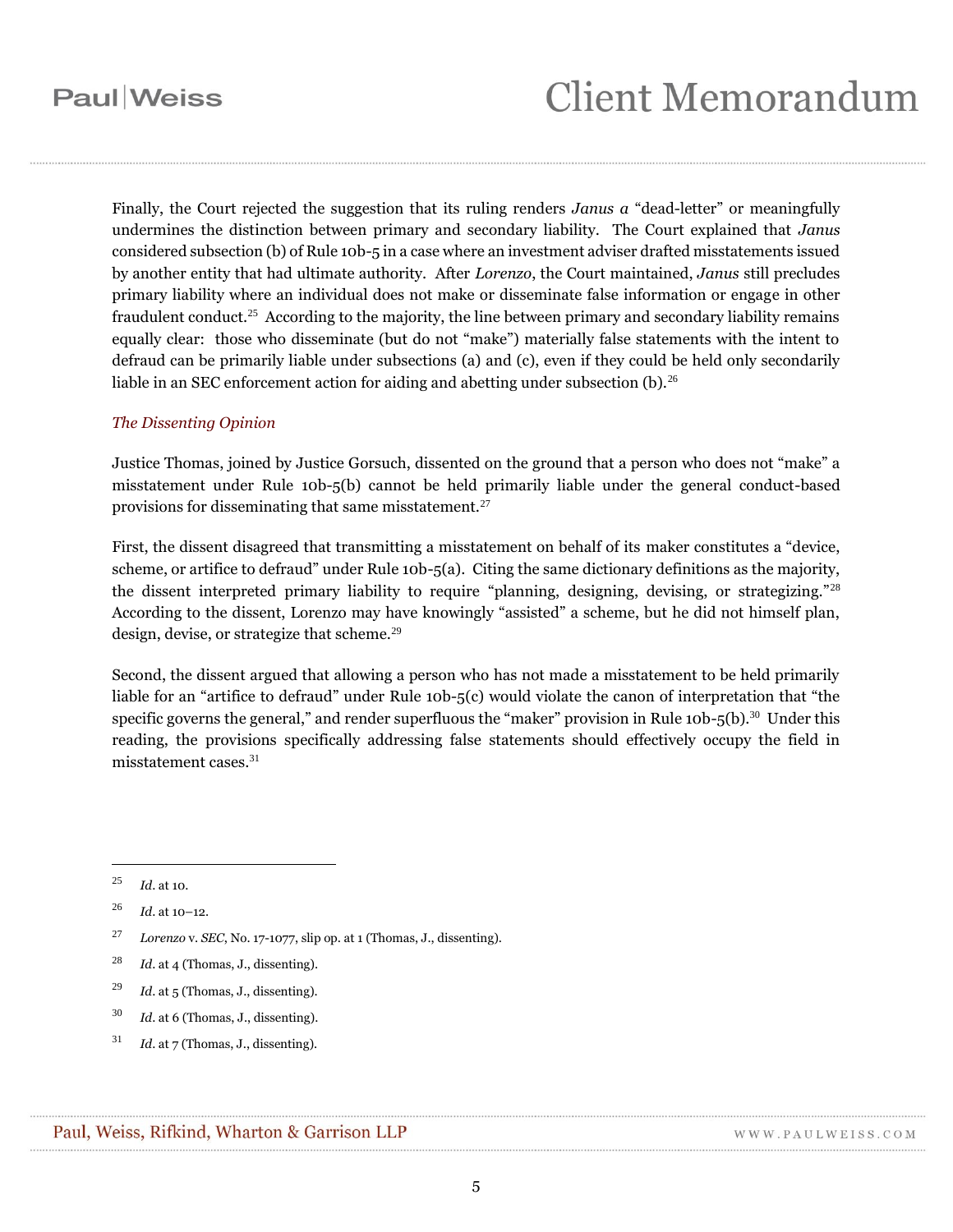Finally, the Court rejected the suggestion that its ruling renders *Janus a* "dead-letter" or meaningfully undermines the distinction between primary and secondary liability. The Court explained that *Janus* considered subsection (b) of Rule 10b-5 in a case where an investment adviser drafted misstatements issued by another entity that had ultimate authority. After *Lorenzo*, the Court maintained, *Janus* still precludes primary liability where an individual does not make or disseminate false information or engage in other fraudulent conduct.[25] According to the majority, the line between primary and secondary liability remains equally clear: those who disseminate (but do not "make") materially false statements with the intent to defraud can be primarily liable under subsections (a) and (c), even if they could be held only secondarily liable in an SEC enforcement action for aiding and abetting under subsection (b).[26]

*The Dissenting Opinion*

Justice Thomas, joined by Justice Gorsuch, dissented on the ground that a person who does not "make" a misstatement under Rule 10b-5(b) cannot be held primarily liable under the general conduct-based provisions for disseminating that same misstatement.[27]

First, the dissent disagreed that transmitting a misstatement on behalf of its maker constitutes a "device, scheme, or artifice to defraud" under Rule 10b-5(a). Citing the same dictionary definitions as the majority, the dissent interpreted primary liability to require "planning, designing, devising, or strategizing."[28] According to the dissent, Lorenzo may have knowingly "assisted" a scheme, but he did not himself plan, design, devise, or strategize that scheme.[29]

Second, the dissent argued that allowing a person who has not made a misstatement to be held primarily liable for an "artifice to defraud" under Rule 10b-5(c) would violate the canon of interpretation that "the specific governs the general," and render superfluous the "maker" provision in Rule 10b-5(b).[30] Under this reading, the provisions specifically addressing false statements should effectively occupy the field in misstatement cases.[31]

---

[25] *Id*. at 10.

[26] *Id*. at 10–12.

[27] *Lorenzo* v. *SEC*, No. 17-1077, slip op. at 1 (Thomas, J., dissenting).

[28] *Id*. at 4 (Thomas, J., dissenting).

[29] *Id*. at 5 (Thomas, J., dissenting).

[30] *Id*. at 6 (Thomas, J., dissenting).

[31] *Id*. at 7 (Thomas, J., dissenting).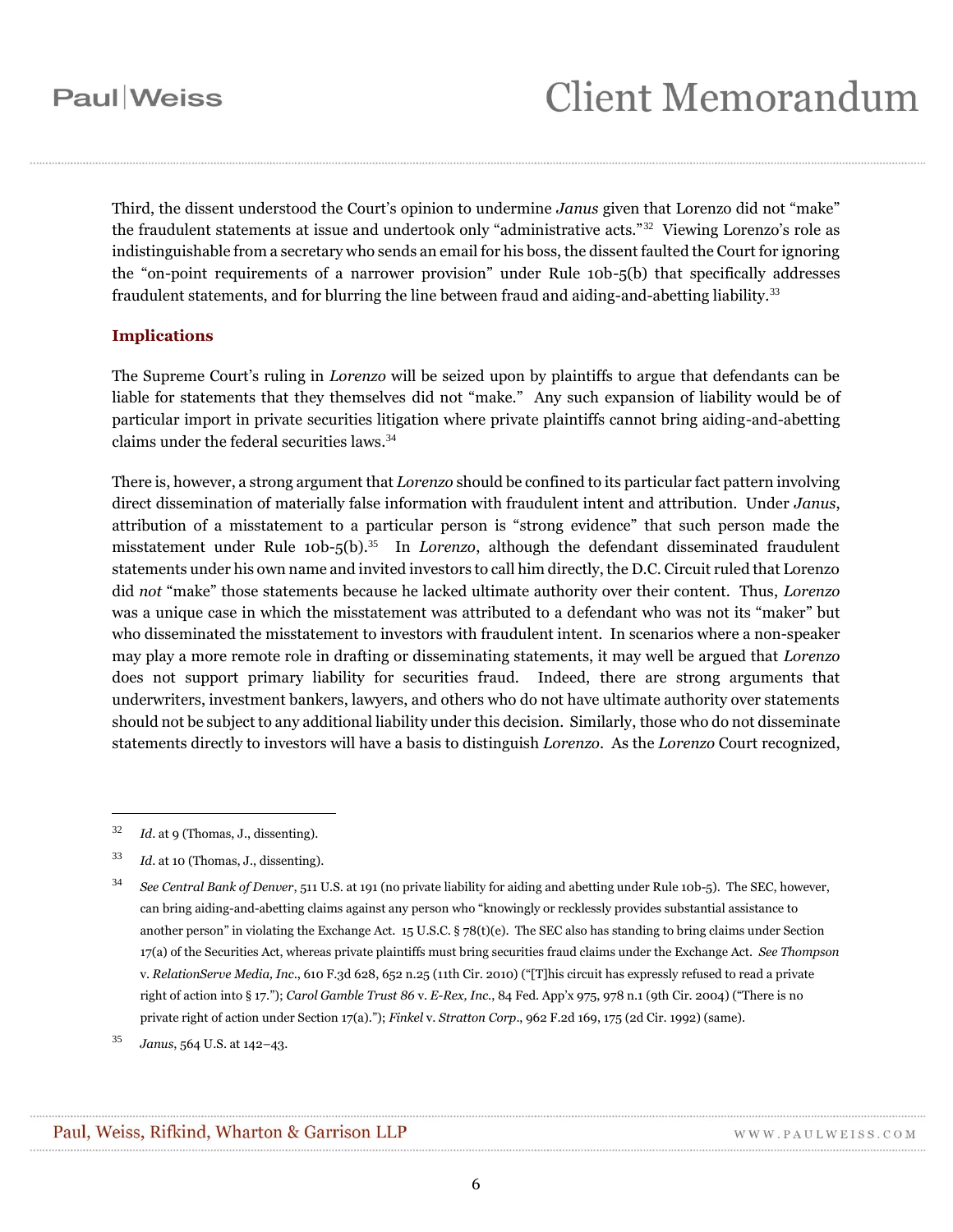Third, the dissent understood the Court's opinion to undermine *Janus* given that Lorenzo did not "make" the fraudulent statements at issue and undertook only "administrative acts."[32] Viewing Lorenzo's role as indistinguishable from a secretary who sends an email for his boss, the dissent faulted the Court for ignoring the "on-point requirements of a narrower provision" under Rule 10b-5(b) that specifically addresses fraudulent statements, and for blurring the line between fraud and aiding-and-abetting liability.[33]

## Implications

The Supreme Court's ruling in *Lorenzo* will be seized upon by plaintiffs to argue that defendants can be liable for statements that they themselves did not "make." Any such expansion of liability would be of particular import in private securities litigation where private plaintiffs cannot bring aiding-and-abetting claims under the federal securities laws.[34]

There is, however, a strong argument that *Lorenzo* should be confined to its particular fact pattern involving direct dissemination of materially false information with fraudulent intent and attribution. Under *Janus*, attribution of a misstatement to a particular person is "strong evidence" that such person made the misstatement under Rule 10b-5(b).[35] In *Lorenzo*, although the defendant disseminated fraudulent statements under his own name and invited investors to call him directly, the D.C. Circuit ruled that Lorenzo did *not* "make" those statements because he lacked ultimate authority over their content. Thus, *Lorenzo* was a unique case in which the misstatement was attributed to a defendant who was not its "maker" but who disseminated the misstatement to investors with fraudulent intent. In scenarios where a non-speaker may play a more remote role in drafting or disseminating statements, it may well be argued that *Lorenzo* does not support primary liability for securities fraud. Indeed, there are strong arguments that underwriters, investment bankers, lawyers, and others who do not have ultimate authority over statements should not be subject to any additional liability under this decision. Similarly, those who do not disseminate statements directly to investors will have a basis to distinguish *Lorenzo*. As the *Lorenzo* Court recognized,

---

[32] *Id*. at 9 (Thomas, J., dissenting).

[33] *Id*. at 10 (Thomas, J., dissenting).

[34] *See Central Bank of Denver*, 511 U.S. at 191 (no private liability for aiding and abetting under Rule 10b-5). The SEC, however, can bring aiding-and-abetting claims against any person who "knowingly or recklessly provides substantial assistance to another person" in violating the Exchange Act. 15 U.S.C. § 78(t)(e). The SEC also has standing to bring claims under Section 17(a) of the Securities Act, whereas private plaintiffs must bring securities fraud claims under the Exchange Act. *See Thompson* v. *RelationServe Media, Inc.*, 610 F.3d 628, 652 n.25 (11th Cir. 2010) ("[T]his circuit has expressly refused to read a private right of action into § 17."); *Carol Gamble Trust 86* v. *E-Rex, Inc.*, 84 Fed. App'x 975, 978 n.1 (9th Cir. 2004) ("There is no private right of action under Section 17(a)."); *Finkel* v. *Stratton Corp*., 962 F.2d 169, 175 (2d Cir. 1992) (same).

[35] *Janus*, 564 U.S. at 142–43.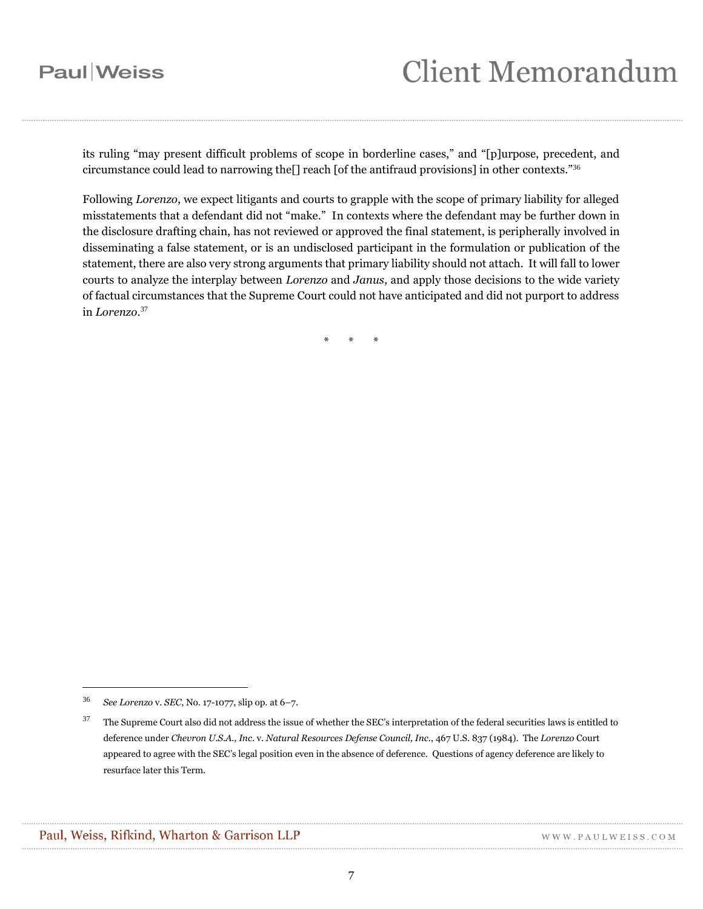its ruling "may present difficult problems of scope in borderline cases," and "[p]urpose, precedent, and circumstance could lead to narrowing the[] reach [of the antifraud provisions] in other contexts."[36]

Following *Lorenzo*, we expect litigants and courts to grapple with the scope of primary liability for alleged misstatements that a defendant did not "make." In contexts where the defendant may be further down in the disclosure drafting chain, has not reviewed or approved the final statement, is peripherally involved in disseminating a false statement, or is an undisclosed participant in the formulation or publication of the statement, there are also very strong arguments that primary liability should not attach. It will fall to lower courts to analyze the interplay between *Lorenzo* and *Janus*, and apply those decisions to the wide variety of factual circumstances that the Supreme Court could not have anticipated and did not purport to address in *Lorenzo*.[37]

\* \* \*

---

[36] *See Lorenzo* v. *SEC*, No. 17-1077, slip op. at 6–7.

[37] The Supreme Court also did not address the issue of whether the SEC's interpretation of the federal securities laws is entitled to deference under *Chevron U.S.A., Inc.* v. *Natural Resources Defense Council, Inc.*, 467 U.S. 837 (1984). The *Lorenzo* Court appeared to agree with the SEC's legal position even in the absence of deference. Questions of agency deference are likely to resurface later this Term.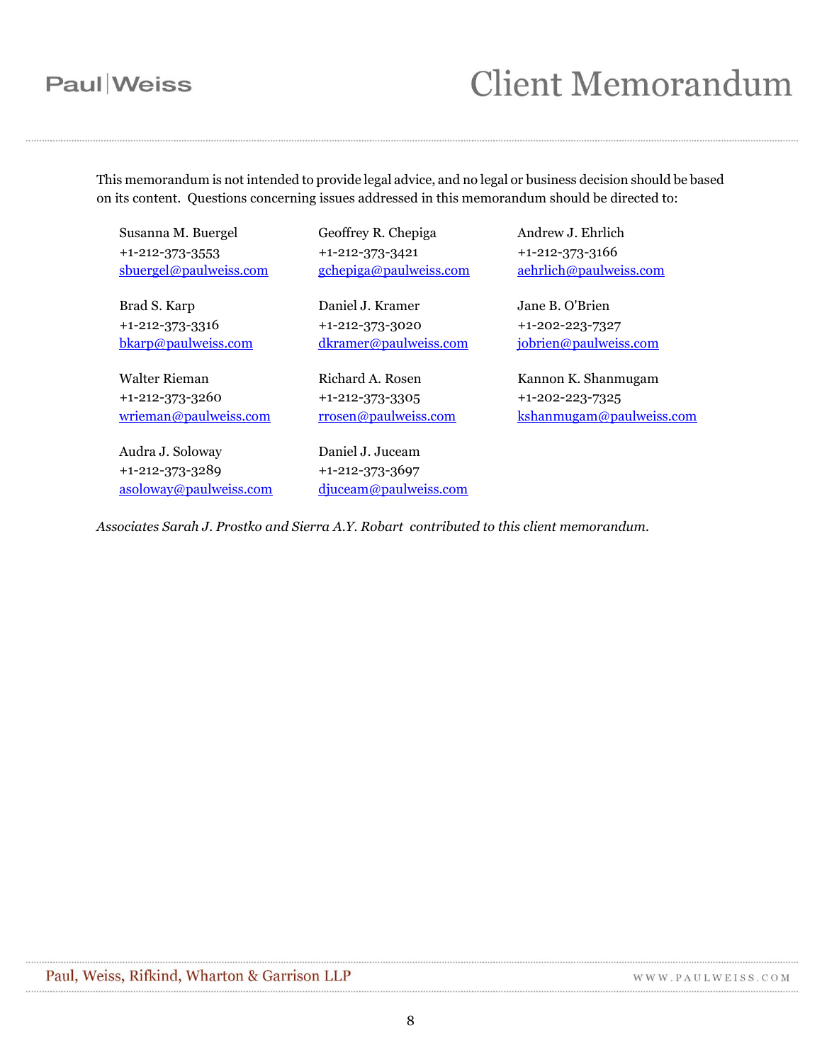This memorandum is not intended to provide legal advice, and no legal or business decision should be based on its content. Questions concerning issues addressed in this memorandum should be directed to:

Susanna M. Buergel
+1-212-373-3553
sbuergel@paulweiss.com

Geoffrey R. Chepiga
+1-212-373-3421
gchepiga@paulweiss.com

Andrew J. Ehrlich
+1-212-373-3166
aehrlich@paulweiss.com

Brad S. Karp
+1-212-373-3316
bkarp@paulweiss.com

Daniel J. Kramer
+1-212-373-3020
dkramer@paulweiss.com

Jane B. O'Brien
+1-202-223-7327
jobrien@paulweiss.com

Walter Rieman
+1-212-373-3260
wrieman@paulweiss.com

Richard A. Rosen
+1-212-373-3305
rrosen@paulweiss.com

Kannon K. Shanmugam
+1-202-223-7325
kshanmugam@paulweiss.com

Audra J. Soloway
+1-212-373-3289
asoloway@paulweiss.com

Daniel J. Juceam
+1-212-373-3697
djuceam@paulweiss.com

*Associates Sarah J. Prostko and Sierra A.Y. Robart contributed to this client memorandum.*